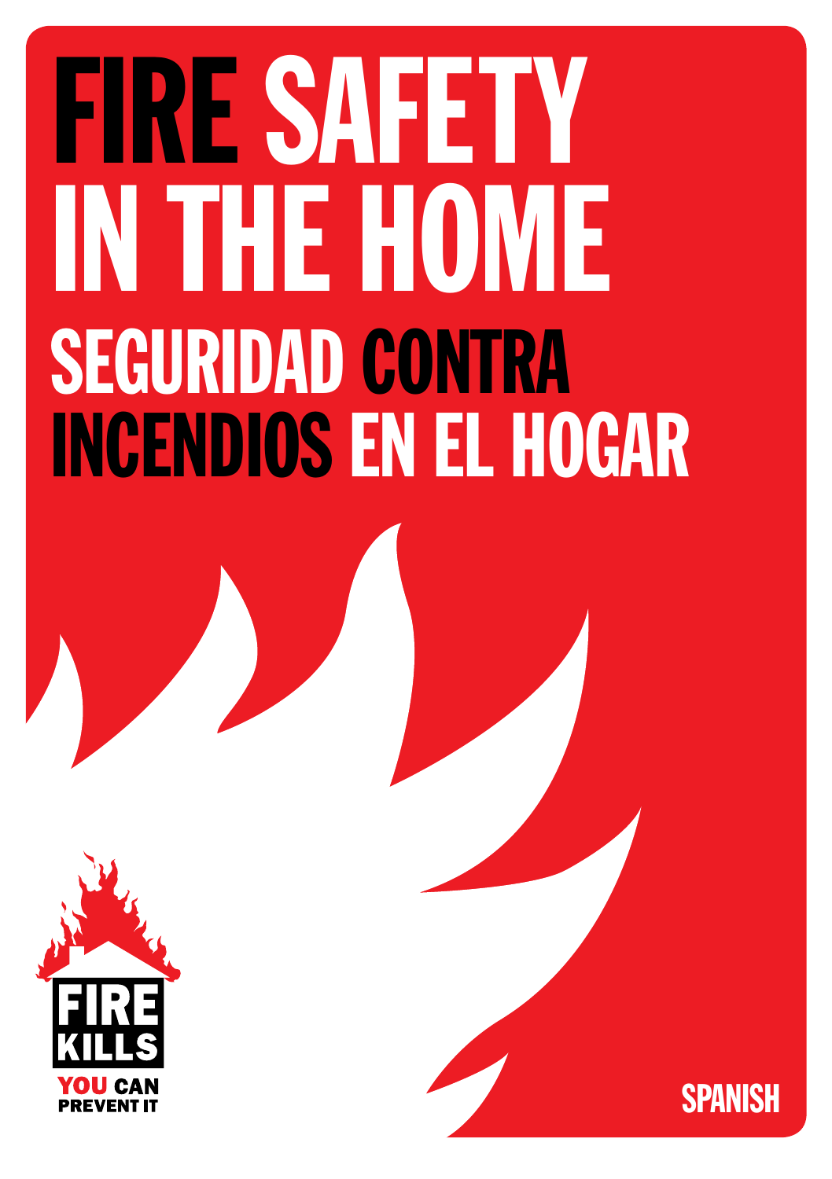# FIRE SAFETY IN THE HOME

# SEGURIDAD CONTRA INCENDIOS EN EL HOGAR

FIRE KILLS

YOU CAN PREVENT IT

SPANISH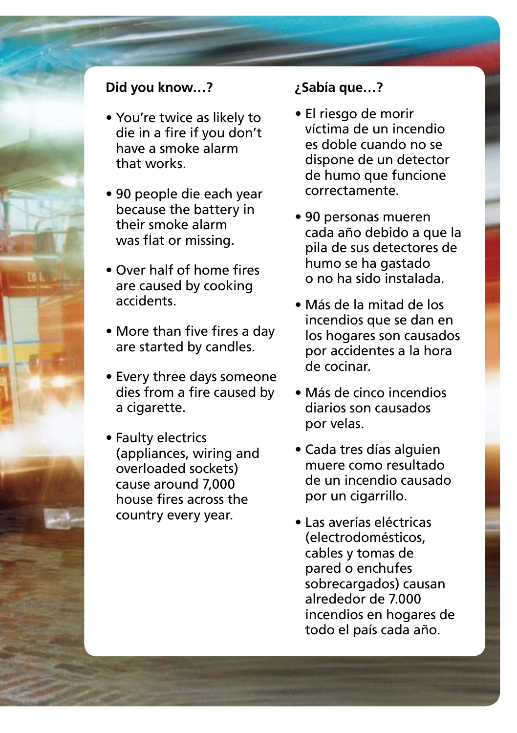## Did you know…?

- You're twice as likely to die in a fire if you don't have a smoke alarm that works.
- 90 people die each year because the battery in their smoke alarm was flat or missing.
- Over half of home fires are caused by cooking accidents.
- More than five fires a day are started by candles.
- Every three days someone dies from a fire caused by a cigarette.
- Faulty electrics (appliances, wiring and overloaded sockets) cause around 7,000 house fires across the country every year.

## ¿Sabía que…?

- El riesgo de morir víctima de un incendio es doble cuando no se dispone de un detector de humo que funcione correctamente.
- 90 personas mueren cada año debido a que la pila de sus detectores de humo se ha gastado o no ha sido instalada.
- Más de la mitad de los incendios que se dan en los hogares son causados por accidentes a la hora de cocinar.
- Más de cinco incendios diarios son causados por velas.
- Cada tres días alguien muere como resultado de un incendio causado por un cigarrillo.
- Las averías eléctricas (electrodomésticos, cables y tomas de pared o enchufes sobrecargados) causan alrededor de 7.000 incendios en hogares de todo el país cada año.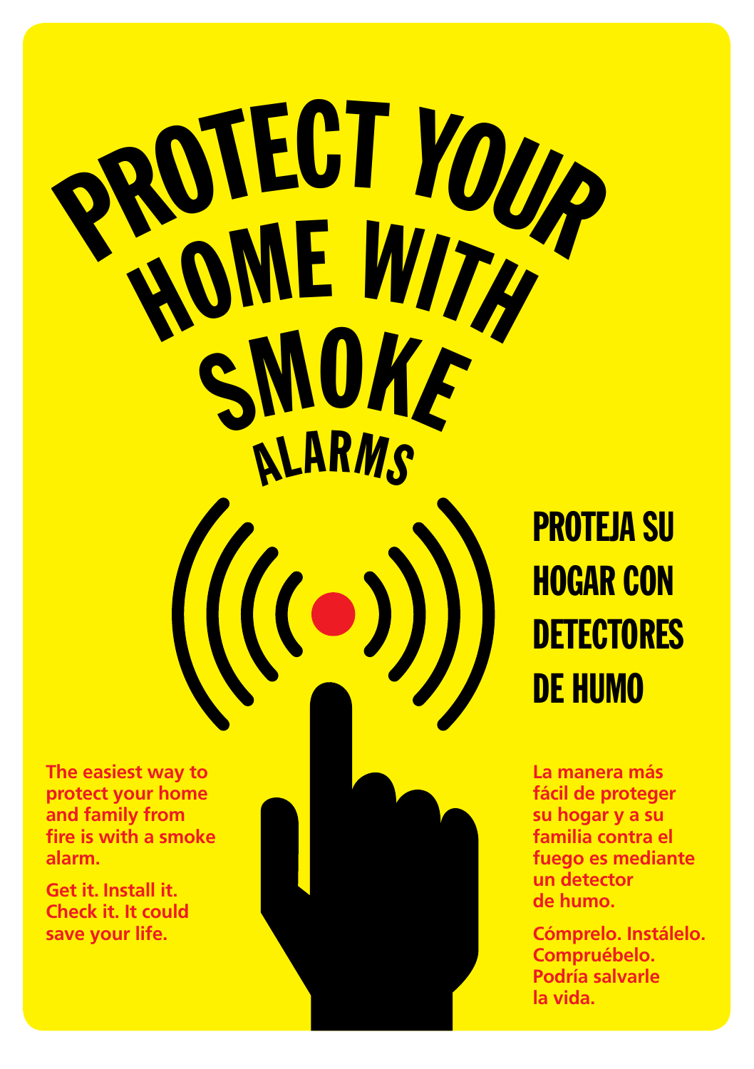# PROTECT YOUR HOME WITH SMOKE ALARMS

# PROTEJA SU HOGAR CON DETECTORES DE HUMO

**The easiest way to protect your home and family from fire is with a smoke alarm.**

**Get it. Install it. Check it. It could save your life.**

**La manera más fácil de proteger su hogar y a su familia contra el fuego es mediante un detector de humo.**

**Cómprelo. Instálelo. Compruébelo. Podría salvarle la vida.**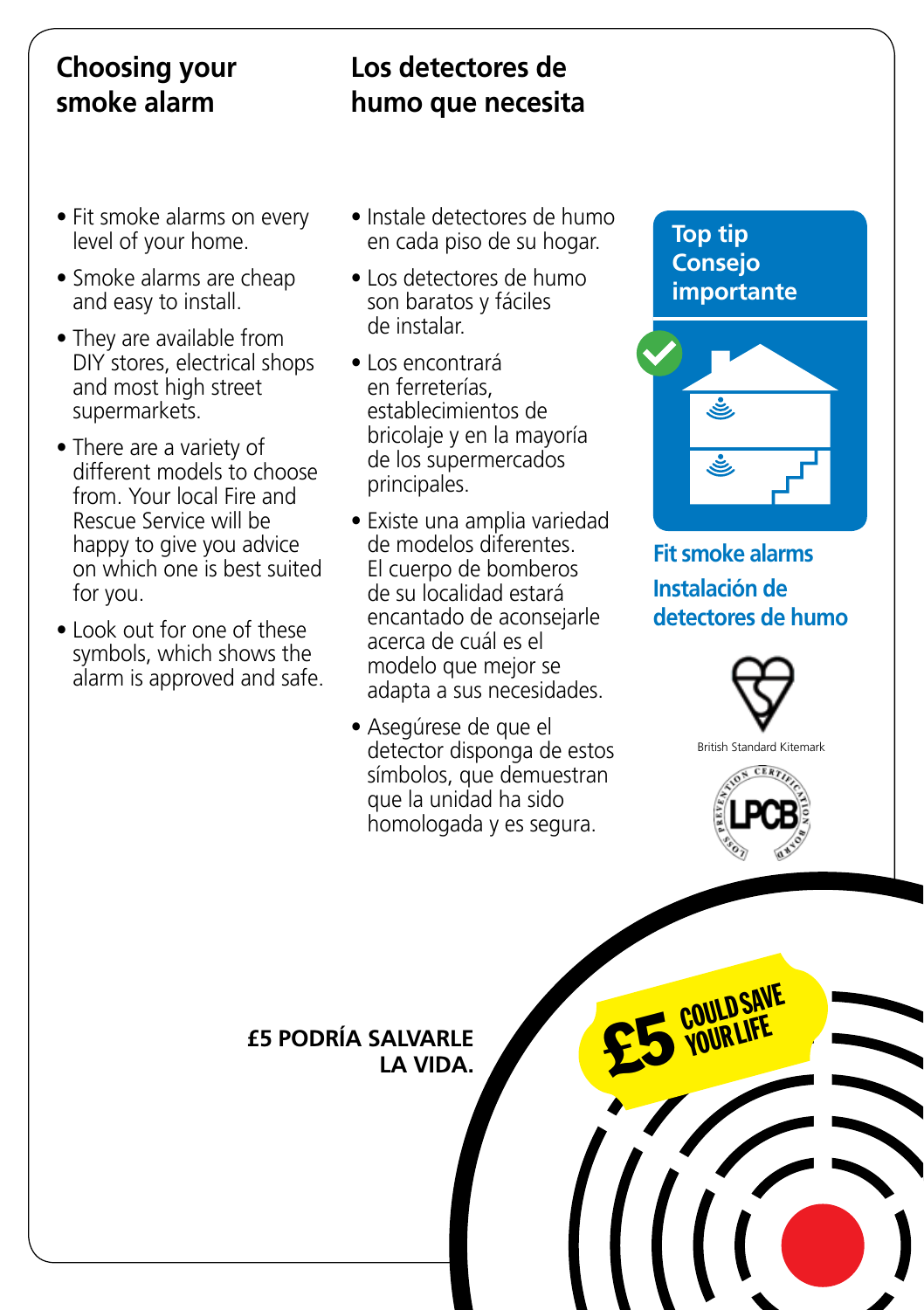## Choosing your smoke alarm

- Fit smoke alarms on every level of your home.
- Smoke alarms are cheap and easy to install.
- They are available from DIY stores, electrical shops and most high street supermarkets.
- There are a variety of different models to choose from. Your local Fire and Rescue Service will be happy to give you advice on which one is best suited for you.
- Look out for one of these symbols, which shows the alarm is approved and safe.

## Los detectores de humo que necesita

- Instale detectores de humo en cada piso de su hogar.
- Los detectores de humo son baratos y fáciles de instalar.
- Los encontrará en ferreterías, establecimientos de bricolaje y en la mayoría de los supermercados principales.
- Existe una amplia variedad de modelos diferentes. El cuerpo de bomberos de su localidad estará encantado de aconsejarle acerca de cuál es el modelo que mejor se adapta a sus necesidades.
- Asegúrese de que el detector disponga de estos símbolos, que demuestran que la unidad ha sido homologada y es segura.

**Top tip**
**Consejo importante**

**Fit smoke alarms**

**Instalación de detectores de humo**

British Standard Kitemark

LPCB — Loss Prevention Certification Board

**£5 PODRÍA SALVARLE LA VIDA.**

**£5 COULD SAVE YOUR LIFE**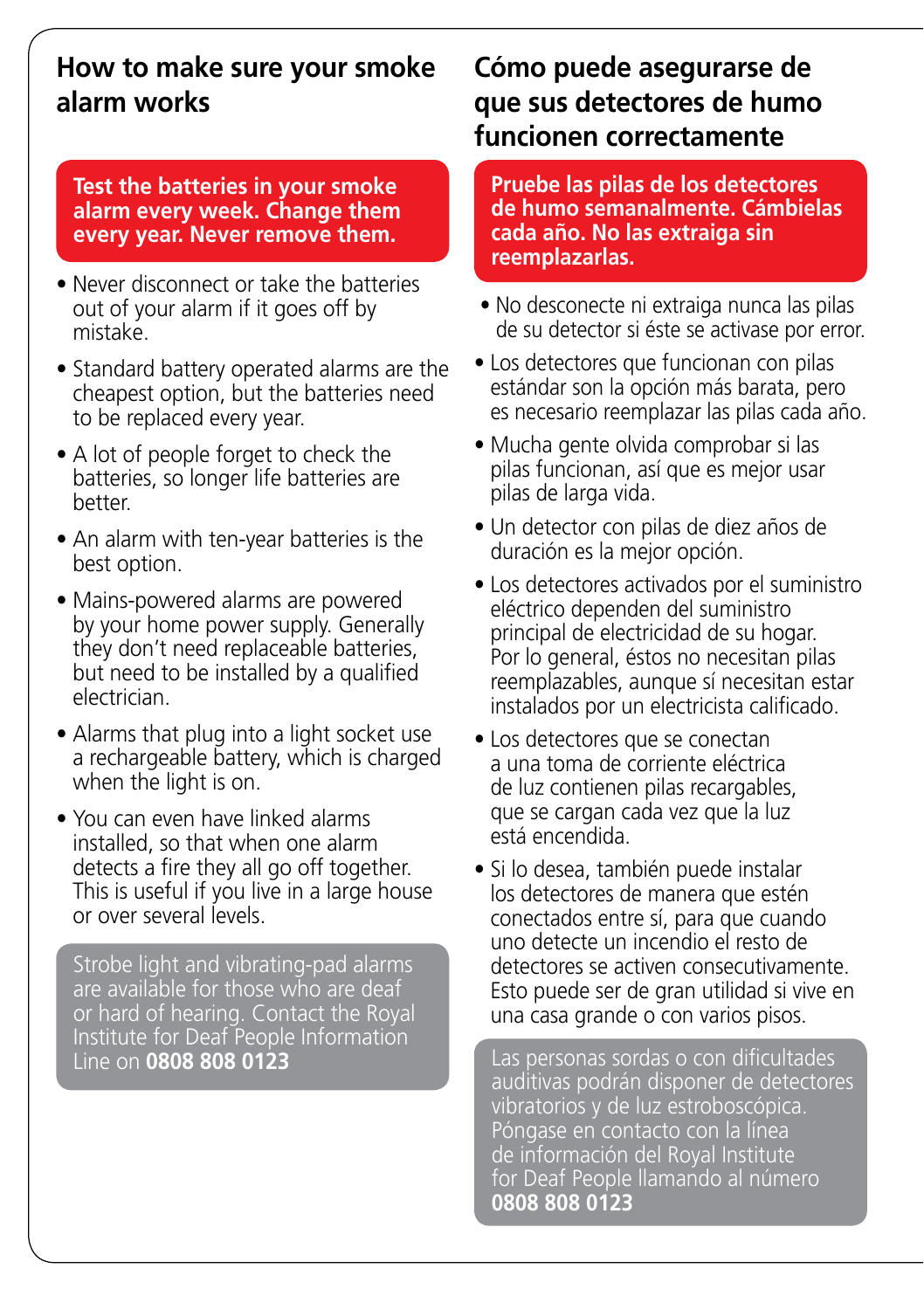## How to make sure your smoke alarm works

**Test the batteries in your smoke alarm every week. Change them every year. Never remove them.**

- Never disconnect or take the batteries out of your alarm if it goes off by mistake.
- Standard battery operated alarms are the cheapest option, but the batteries need to be replaced every year.
- A lot of people forget to check the batteries, so longer life batteries are better.
- An alarm with ten-year batteries is the best option.
- Mains-powered alarms are powered by your home power supply. Generally they don't need replaceable batteries, but need to be installed by a qualified electrician.
- Alarms that plug into a light socket use a rechargeable battery, which is charged when the light is on.
- You can even have linked alarms installed, so that when one alarm detects a fire they all go off together. This is useful if you live in a large house or over several levels.

Strobe light and vibrating-pad alarms are available for those who are deaf or hard of hearing. Contact the Royal Institute for Deaf People Information Line on **0808 808 0123**

## Cómo puede asegurarse de que sus detectores de humo funcionen correctamente

**Pruebe las pilas de los detectores de humo semanalmente. Cámbielas cada año. No las extraiga sin reemplazarlas.**

- No desconecte ni extraiga nunca las pilas de su detector si éste se activase por error.
- Los detectores que funcionan con pilas estándar son la opción más barata, pero es necesario reemplazar las pilas cada año.
- Mucha gente olvida comprobar si las pilas funcionan, así que es mejor usar pilas de larga vida.
- Un detector con pilas de diez años de duración es la mejor opción.
- Los detectores activados por el suministro eléctrico dependen del suministro principal de electricidad de su hogar. Por lo general, éstos no necesitan pilas reemplazables, aunque sí necesitan estar instalados por un electricista calificado.
- Los detectores que se conectan a una toma de corriente eléctrica de luz contienen pilas recargables, que se cargan cada vez que la luz está encendida.
- Si lo desea, también puede instalar los detectores de manera que estén conectados entre sí, para que cuando uno detecte un incendio el resto de detectores se activen consecutivamente. Esto puede ser de gran utilidad si vive en una casa grande o con varios pisos.

Las personas sordas o con dificultades auditivas podrán disponer de detectores vibratorios y de luz estroboscópica. Póngase en contacto con la línea de información del Royal Institute for Deaf People llamando al número **0808 808 0123**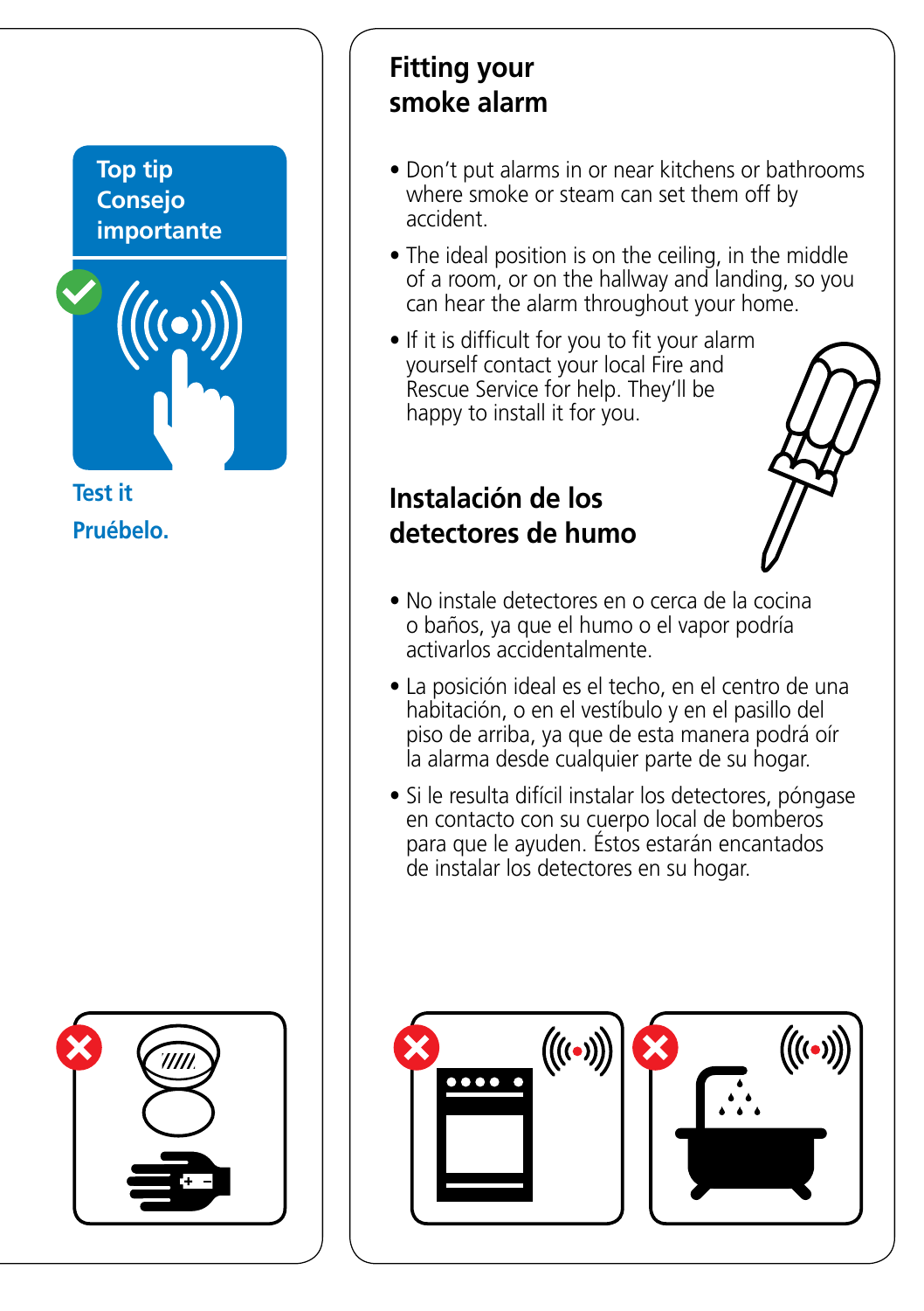**Top tip**
**Consejo importante**

**Test it**

**Pruébelo.**

## Fitting your smoke alarm

- Don't put alarms in or near kitchens or bathrooms where smoke or steam can set them off by accident.
- The ideal position is on the ceiling, in the middle of a room, or on the hallway and landing, so you can hear the alarm throughout your home.
- If it is difficult for you to fit your alarm yourself contact your local Fire and Rescue Service for help. They'll be happy to install it for you.

## Instalación de los detectores de humo

- No instale detectores en o cerca de la cocina o baños, ya que el humo o el vapor podría activarlos accidentalmente.
- La posición ideal es el techo, en el centro de una habitación, o en el vestíbulo y en el pasillo del piso de arriba, ya que de esta manera podrá oír la alarma desde cualquier parte de su hogar.
- Si le resulta difícil instalar los detectores, póngase en contacto con su cuerpo local de bomberos para que le ayuden. Éstos estarán encantados de instalar los detectores en su hogar.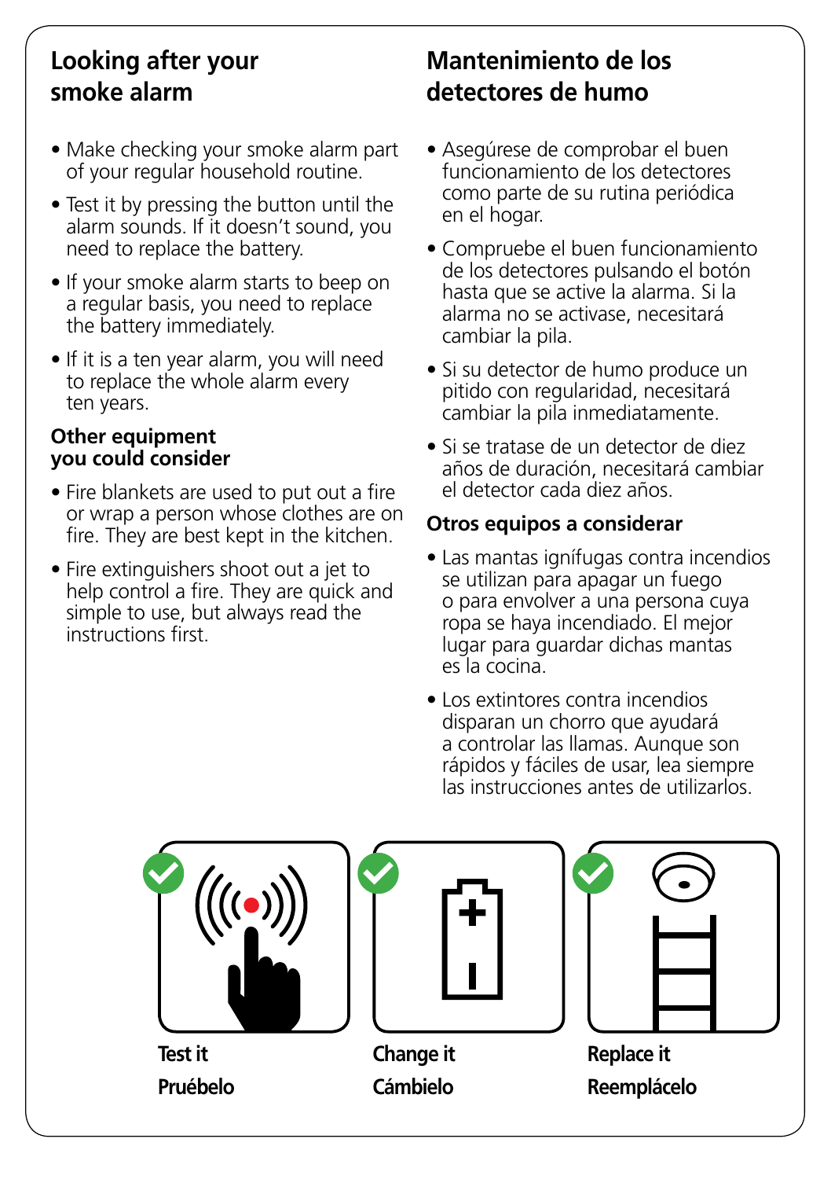## Looking after your smoke alarm

- Make checking your smoke alarm part of your regular household routine.
- Test it by pressing the button until the alarm sounds. If it doesn't sound, you need to replace the battery.
- If your smoke alarm starts to beep on a regular basis, you need to replace the battery immediately.
- If it is a ten year alarm, you will need to replace the whole alarm every ten years.

### Other equipment you could consider

- Fire blankets are used to put out a fire or wrap a person whose clothes are on fire. They are best kept in the kitchen.
- Fire extinguishers shoot out a jet to help control a fire. They are quick and simple to use, but always read the instructions first.

## Mantenimiento de los detectores de humo

- Asegúrese de comprobar el buen funcionamiento de los detectores como parte de su rutina periódica en el hogar.
- Compruebe el buen funcionamiento de los detectores pulsando el botón hasta que se active la alarma. Si la alarma no se activase, necesitará cambiar la pila.
- Si su detector de humo produce un pitido con regularidad, necesitará cambiar la pila inmediatamente.
- Si se tratase de un detector de diez años de duración, necesitará cambiar el detector cada diez años.

### Otros equipos a considerar

- Las mantas ignífugas contra incendios se utilizan para apagar un fuego o para envolver a una persona cuya ropa se haya incendiado. El mejor lugar para guardar dichas mantas es la cocina.
- Los extintores contra incendios disparan un chorro que ayudará a controlar las llamas. Aunque son rápidos y fáciles de usar, lea siempre las instrucciones antes de utilizarlos.

**Test it**
**Pruébelo**

**Change it**
**Cámbielo**

**Replace it**
**Reemplácelo**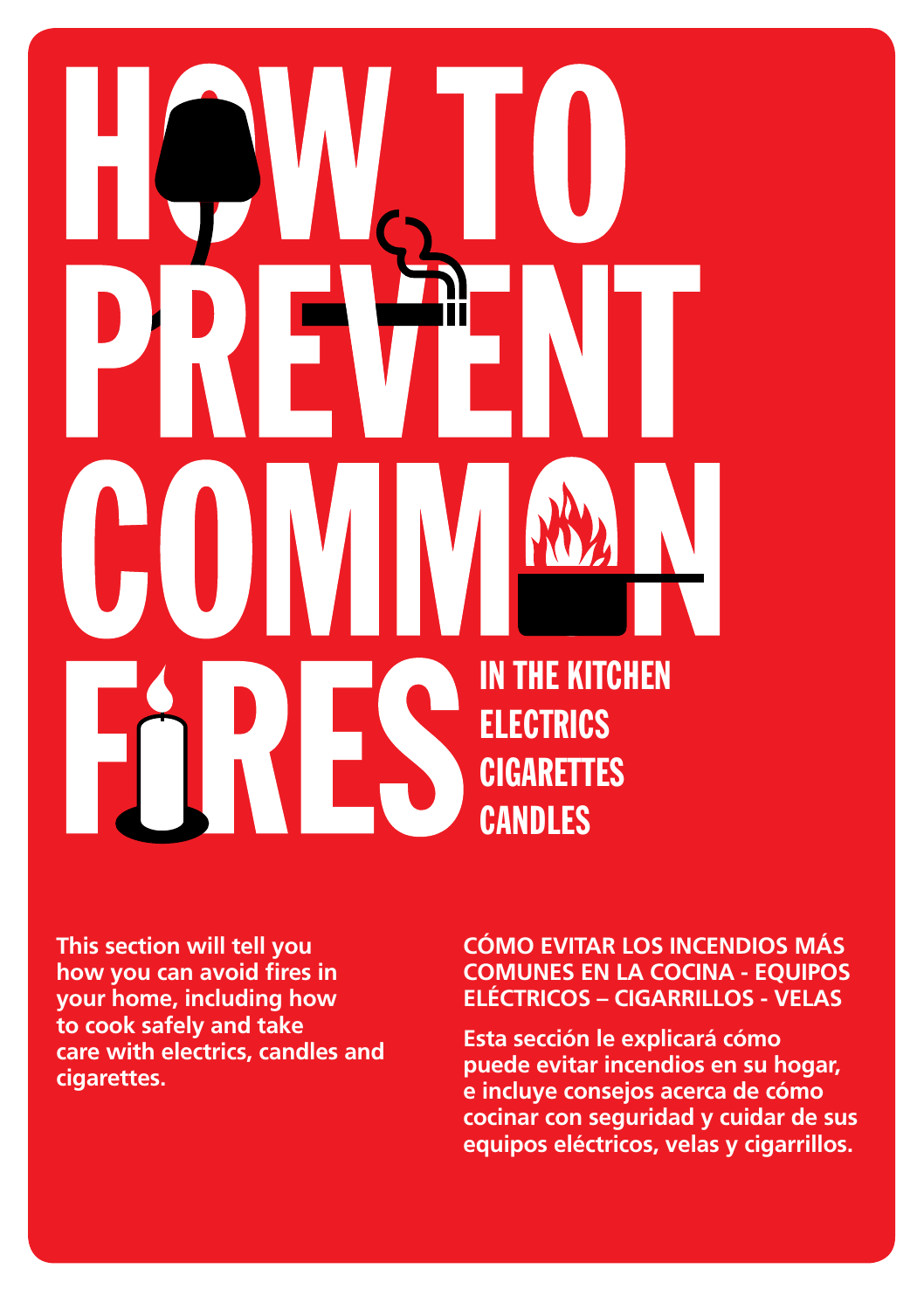# HOW TO PREVENT COMMON FIRES

- IN THE KITCHEN
- ELECTRICS
- CIGARETTES
- CANDLES

**This section will tell you how you can avoid fires in your home, including how to cook safely and take care with electrics, candles and cigarettes.**

**CÓMO EVITAR LOS INCENDIOS MÁS COMUNES EN LA COCINA - EQUIPOS ELÉCTRICOS – CIGARRILLOS - VELAS**

**Esta sección le explicará cómo puede evitar incendios en su hogar, e incluye consejos acerca de cómo cocinar con seguridad y cuidar de sus equipos eléctricos, velas y cigarrillos.**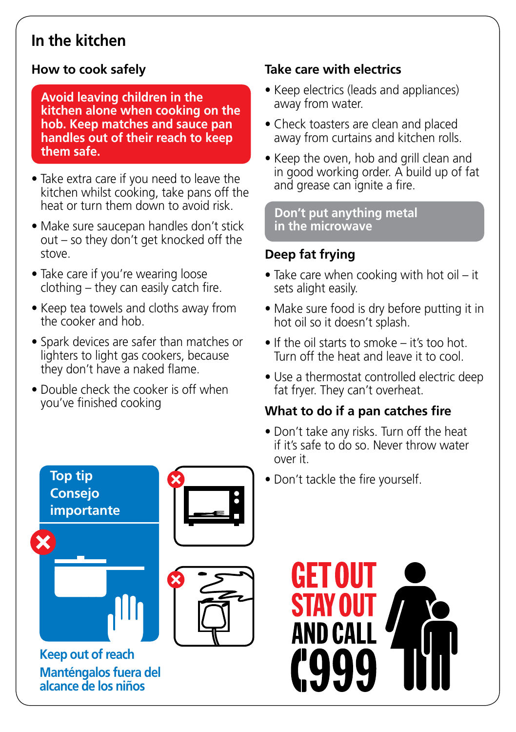## In the kitchen

### How to cook safely

**Avoid leaving children in the kitchen alone when cooking on the hob. Keep matches and sauce pan handles out of their reach to keep them safe.**

- Take extra care if you need to leave the kitchen whilst cooking, take pans off the heat or turn them down to avoid risk.
- Make sure saucepan handles don't stick out – so they don't get knocked off the stove.
- Take care if you're wearing loose clothing – they can easily catch fire.
- Keep tea towels and cloths away from the cooker and hob.
- Spark devices are safer than matches or lighters to light gas cookers, because they don't have a naked flame.
- Double check the cooker is off when you've finished cooking

**Top tip**
**Consejo importante**

**Keep out of reach**
**Manténgalos fuera del alcance de los niños**

### Take care with electrics

- Keep electrics (leads and appliances) away from water.
- Check toasters are clean and placed away from curtains and kitchen rolls.
- Keep the oven, hob and grill clean and in good working order. A build up of fat and grease can ignite a fire.

**Don't put anything metal in the microwave**

### Deep fat frying

- Take care when cooking with hot oil – it sets alight easily.
- Make sure food is dry before putting it in hot oil so it doesn't splash.
- If the oil starts to smoke – it's too hot. Turn off the heat and leave it to cool.
- Use a thermostat controlled electric deep fat fryer. They can't overheat.

### What to do if a pan catches fire

- Don't take any risks. Turn off the heat if it's safe to do so. Never throw water over it.
- Don't tackle the fire yourself.

**GET OUT STAY OUT AND CALL 999**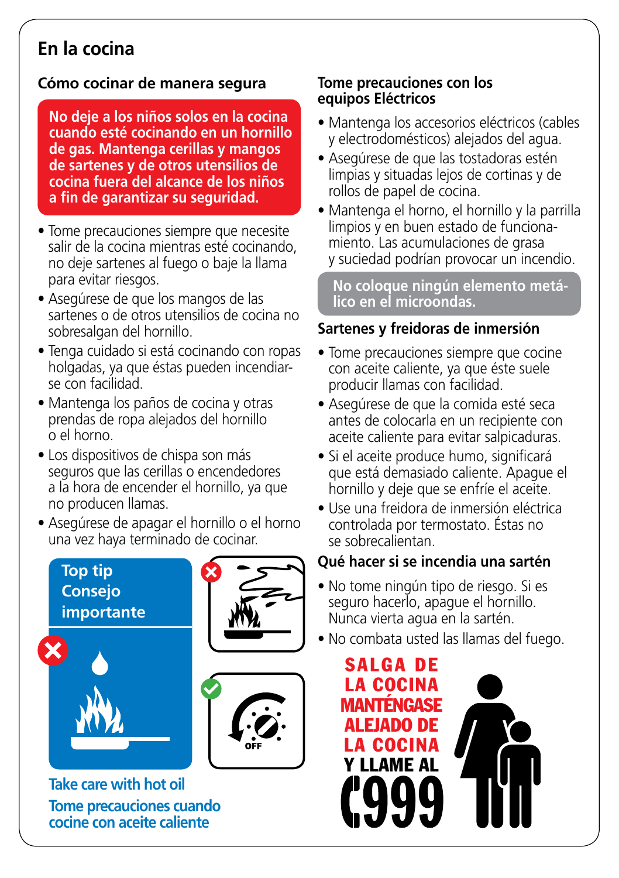# En la cocina

## Cómo cocinar de manera segura

**No deje a los niños solos en la cocina cuando esté cocinando en un hornillo de gas. Mantenga cerillas y mangos de sartenes y de otros utensilios de cocina fuera del alcance de los niños a fin de garantizar su seguridad.**

- Tome precauciones siempre que necesite salir de la cocina mientras esté cocinando, no deje sartenes al fuego o baje la llama para evitar riesgos.
- Asegúrese de que los mangos de las sartenes o de otros utensilios de cocina no sobresalgan del hornillo.
- Tenga cuidado si está cocinando con ropas holgadas, ya que éstas pueden incendiarse con facilidad.
- Mantenga los paños de cocina y otras prendas de ropa alejados del hornillo o el horno.
- Los dispositivos de chispa son más seguros que las cerillas o encendedores a la hora de encender el hornillo, ya que no producen llamas.
- Asegúrese de apagar el hornillo o el horno una vez haya terminado de cocinar.

**Top tip**
**Consejo importante**

Take care with hot oil

Tome precauciones cuando cocine con aceite caliente

OFF

## Tome precauciones con los equipos Eléctricos

- Mantenga los accesorios eléctricos (cables y electrodomésticos) alejados del agua.
- Asegúrese de que las tostadoras estén limpias y situadas lejos de cortinas y de rollos de papel de cocina.
- Mantenga el horno, el hornillo y la parrilla limpios y en buen estado de funcionamiento. Las acumulaciones de grasa y suciedad podrían provocar un incendio.

**No coloque ningún elemento metálico en el microondas.**

## Sartenes y freidoras de inmersión

- Tome precauciones siempre que cocine con aceite caliente, ya que éste suele producir llamas con facilidad.
- Asegúrese de que la comida esté seca antes de colocarla en un recipiente con aceite caliente para evitar salpicaduras.
- Si el aceite produce humo, significará que está demasiado caliente. Apague el hornillo y deje que se enfríe el aceite.
- Use una freidora de inmersión eléctrica controlada por termostato. Éstas no se sobrecalientan.

## Qué hacer si se incendia una sartén

- No tome ningún tipo de riesgo. Si es seguro hacerlo, apague el hornillo. Nunca vierta agua en la sartén.
- No combata usted las llamas del fuego.

**SALGA DE LA COCINA MANTÉNGASE ALEJADO DE LA COCINA Y LLAME AL 999**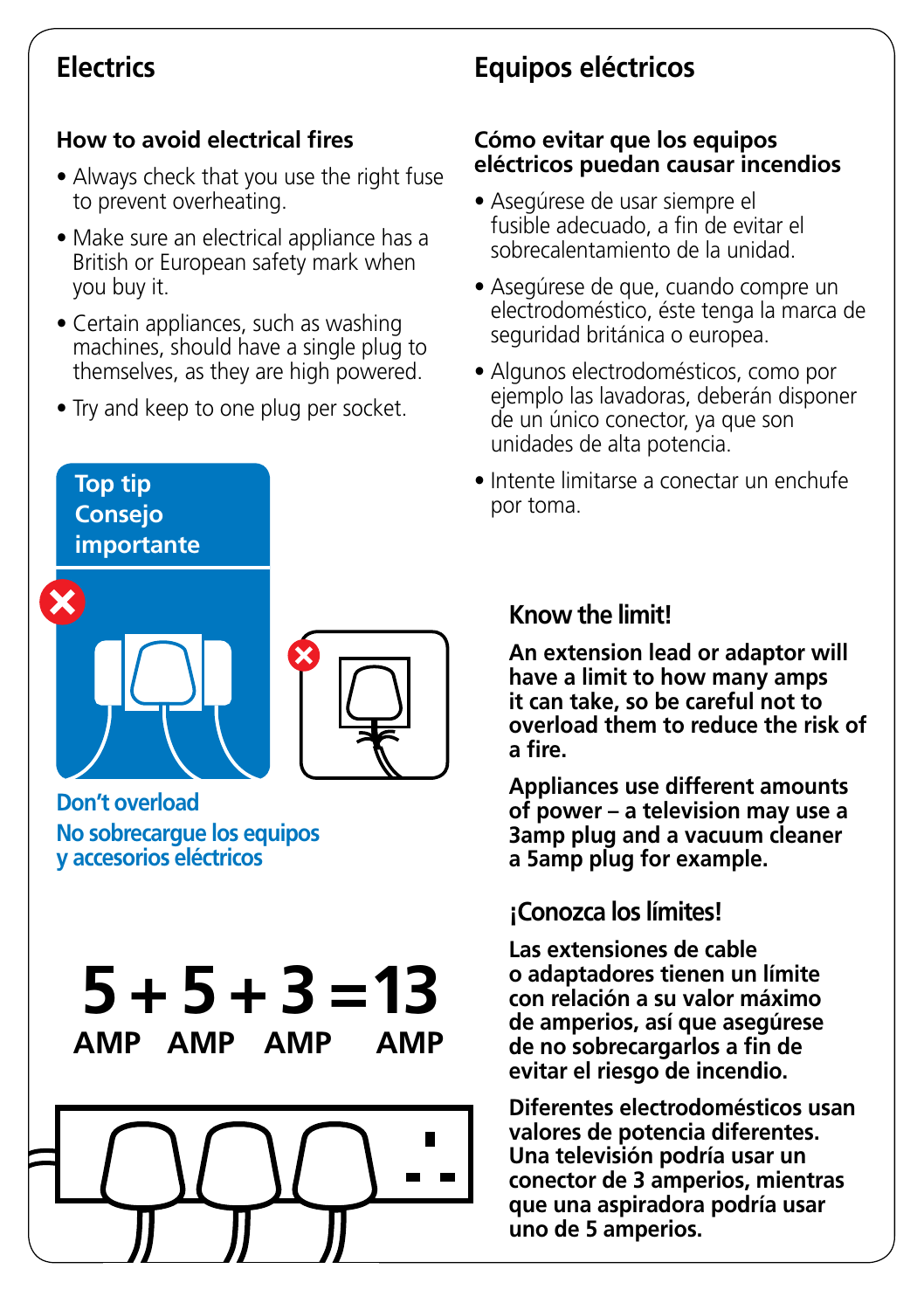## Electrics

### How to avoid electrical fires

- Always check that you use the right fuse to prevent overheating.
- Make sure an electrical appliance has a British or European safety mark when you buy it.
- Certain appliances, such as washing machines, should have a single plug to themselves, as they are high powered.
- Try and keep to one plug per socket.

**Top tip**
**Consejo importante**

**Don't overload**
**No sobrecargue los equipos y accesorios eléctricos**

**5 AMP + 5 AMP + 3 AMP = 13 AMP**

## Equipos eléctricos

### Cómo evitar que los equipos eléctricos puedan causar incendios

- Asegúrese de usar siempre el fusible adecuado, a fin de evitar el sobrecalentamiento de la unidad.
- Asegúrese de que, cuando compre un electrodoméstico, éste tenga la marca de seguridad británica o europea.
- Algunos electrodomésticos, como por ejemplo las lavadoras, deberán disponer de un único conector, ya que son unidades de alta potencia.
- Intente limitarse a conectar un enchufe por toma.

### Know the limit!

**An extension lead or adaptor will have a limit to how many amps it can take, so be careful not to overload them to reduce the risk of a fire.**

**Appliances use different amounts of power – a television may use a 3amp plug and a vacuum cleaner a 5amp plug for example.**

### ¡Conozca los límites!

**Las extensiones de cable o adaptadores tienen un límite con relación a su valor máximo de amperios, así que asegúrese de no sobrecargarlos a fin de evitar el riesgo de incendio.**

**Diferentes electrodomésticos usan valores de potencia diferentes. Una televisión podría usar un conector de 3 amperios, mientras que una aspiradora podría usar uno de 5 amperios.**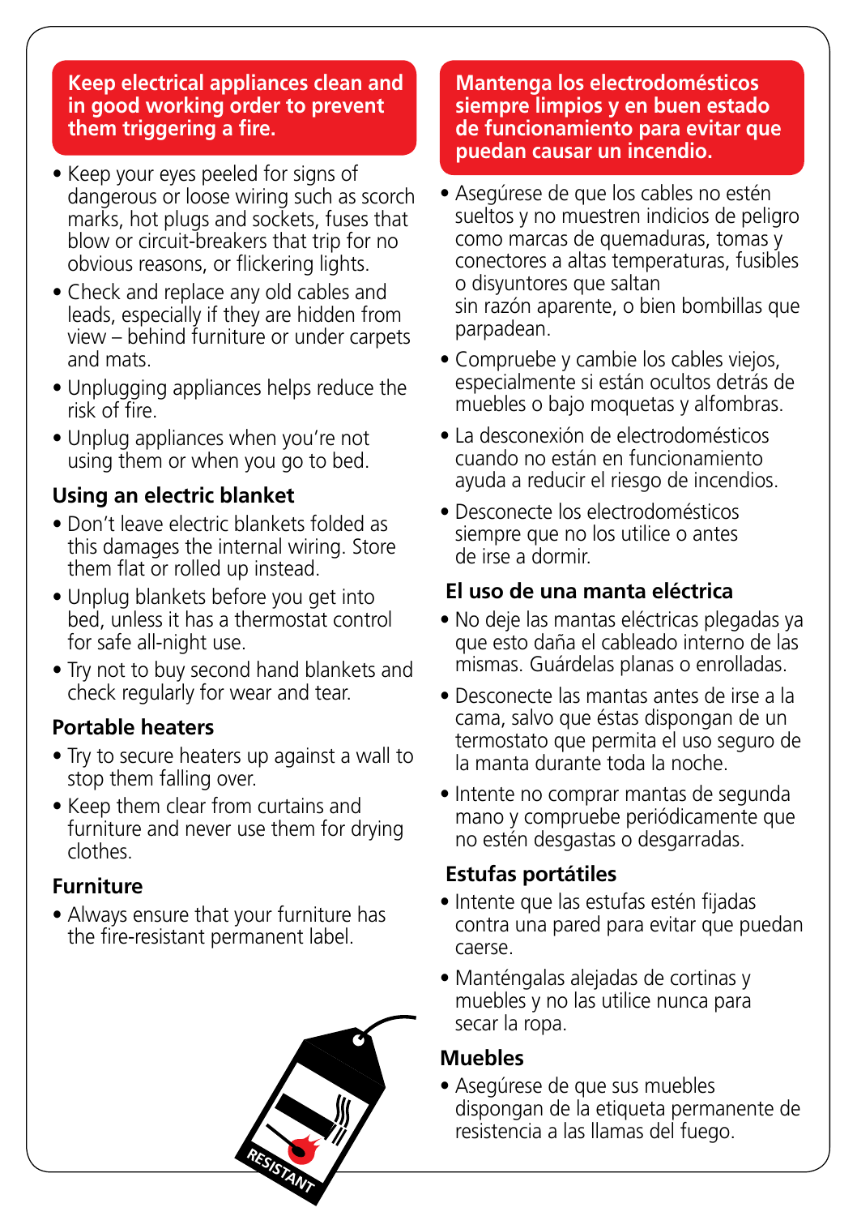## Keep electrical appliances clean and in good working order to prevent them triggering a fire.

- Keep your eyes peeled for signs of dangerous or loose wiring such as scorch marks, hot plugs and sockets, fuses that blow or circuit-breakers that trip for no obvious reasons, or flickering lights.
- Check and replace any old cables and leads, especially if they are hidden from view – behind furniture or under carpets and mats.
- Unplugging appliances helps reduce the risk of fire.
- Unplug appliances when you're not using them or when you go to bed.

### Using an electric blanket

- Don't leave electric blankets folded as this damages the internal wiring. Store them flat or rolled up instead.
- Unplug blankets before you get into bed, unless it has a thermostat control for safe all-night use.
- Try not to buy second hand blankets and check regularly for wear and tear.

### Portable heaters

- Try to secure heaters up against a wall to stop them falling over.
- Keep them clear from curtains and furniture and never use them for drying clothes.

### Furniture

- Always ensure that your furniture has the fire-resistant permanent label.

## Mantenga los electrodomésticos siempre limpios y en buen estado de funcionamiento para evitar que puedan causar un incendio.

- Asegúrese de que los cables no estén sueltos y no muestren indicios de peligro como marcas de quemaduras, tomas y conectores a altas temperaturas, fusibles o disyuntores que saltan sin razón aparente, o bien bombillas que parpadean.
- Compruebe y cambie los cables viejos, especialmente si están ocultos detrás de muebles o bajo moquetas y alfombras.
- La desconexión de electrodomésticos cuando no están en funcionamiento ayuda a reducir el riesgo de incendios.
- Desconecte los electrodomésticos siempre que no los utilice o antes de irse a dormir.

### El uso de una manta eléctrica

- No deje las mantas eléctricas plegadas ya que esto daña el cableado interno de las mismas. Guárdelas planas o enrolladas.
- Desconecte las mantas antes de irse a la cama, salvo que éstas dispongan de un termostato que permita el uso seguro de la manta durante toda la noche.
- Intente no comprar mantas de segunda mano y compruebe periódicamente que no estén desgastas o desgarradas.

### Estufas portátiles

- Intente que las estufas estén fijadas contra una pared para evitar que puedan caerse.
- Manténgalas alejadas de cortinas y muebles y no las utilice nunca para secar la ropa.

### Muebles

- Asegúrese de que sus muebles dispongan de la etiqueta permanente de resistencia a las llamas del fuego.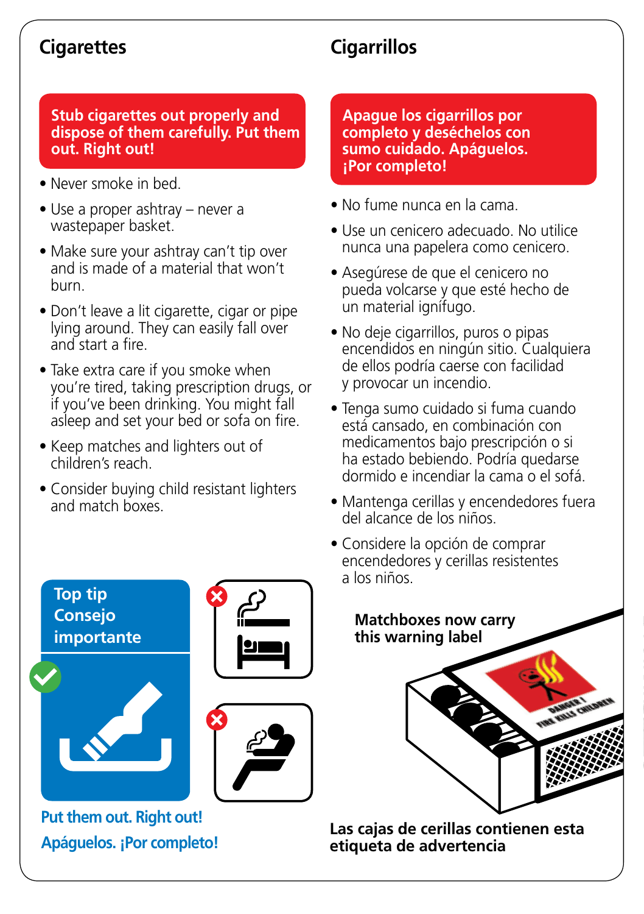## Cigarettes

**Stub cigarettes out properly and dispose of them carefully. Put them out. Right out!**

- Never smoke in bed.
- Use a proper ashtray – never a wastepaper basket.
- Make sure your ashtray can't tip over and is made of a material that won't burn.
- Don't leave a lit cigarette, cigar or pipe lying around. They can easily fall over and start a fire.
- Take extra care if you smoke when you're tired, taking prescription drugs, or if you've been drinking. You might fall asleep and set your bed or sofa on fire.
- Keep matches and lighters out of children's reach.
- Consider buying child resistant lighters and match boxes.

**Top tip**
**Consejo importante**

**Put them out. Right out!**

**Apáguelos. ¡Por completo!**

## Cigarrillos

**Apague los cigarrillos por completo y deséchelos con sumo cuidado. Apáguelos. ¡Por completo!**

- No fume nunca en la cama.
- Use un cenicero adecuado. No utilice nunca una papelera como cenicero.
- Asegúrese de que el cenicero no pueda volcarse y que esté hecho de un material ignífugo.
- No deje cigarrillos, puros o pipas encendidos en ningún sitio. Cualquiera de ellos podría caerse con facilidad y provocar un incendio.
- Tenga sumo cuidado si fuma cuando está cansado, en combinación con medicamentos bajo prescripción o si ha estado bebiendo. Podría quedarse dormido e incendiar la cama o el sofá.
- Mantenga cerillas y encendedores fuera del alcance de los niños.
- Considere la opción de comprar encendedores y cerillas resistentes a los niños.

**Matchboxes now carry this warning label**

**Las cajas de cerillas contienen esta etiqueta de advertencia**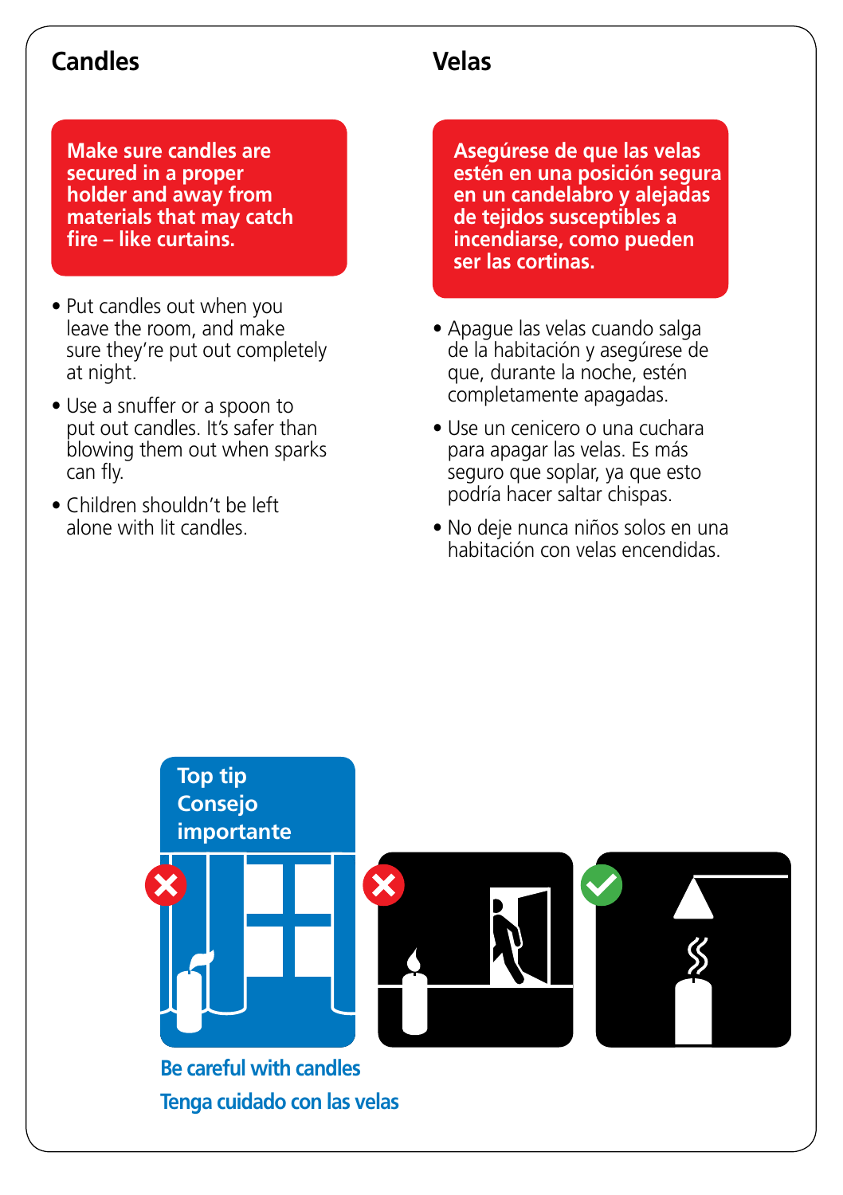## Candles

**Make sure candles are secured in a proper holder and away from materials that may catch fire – like curtains.**

- Put candles out when you leave the room, and make sure they're put out completely at night.
- Use a snuffer or a spoon to put out candles. It's safer than blowing them out when sparks can fly.
- Children shouldn't be left alone with lit candles.

## Velas

**Asegúrese de que las velas estén en una posición segura en un candelabro y alejadas de tejidos susceptibles a incendiarse, como pueden ser las cortinas.**

- Apague las velas cuando salga de la habitación y asegúrese de que, durante la noche, estén completamente apagadas.
- Use un cenicero o una cuchara para apagar las velas. Es más seguro que soplar, ya que esto podría hacer saltar chispas.
- No deje nunca niños solos en una habitación con velas encendidas.

**Top tip**
**Consejo importante**

Be careful with candles

Tenga cuidado con las velas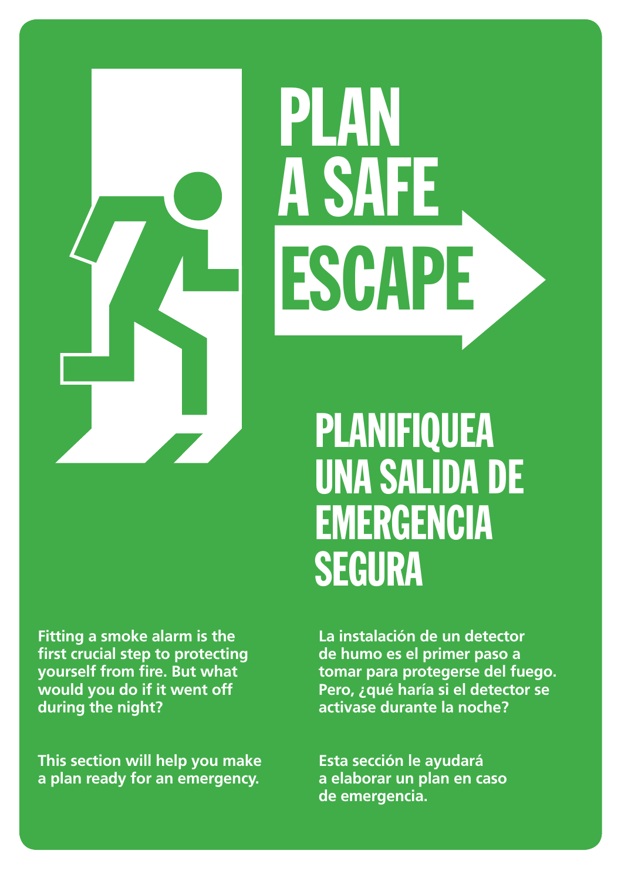# PLAN A SAFE ESCAPE

# PLANIFIQUEA UNA SALIDA DE EMERGENCIA SEGURA

**Fitting a smoke alarm is the first crucial step to protecting yourself from fire. But what would you do if it went off during the night?**

**This section will help you make a plan ready for an emergency.**

**La instalación de un detector de humo es el primer paso a tomar para protegerse del fuego. Pero, ¿qué haría si el detector se activase durante la noche?**

**Esta sección le ayudará a elaborar un plan en caso de emergencia.**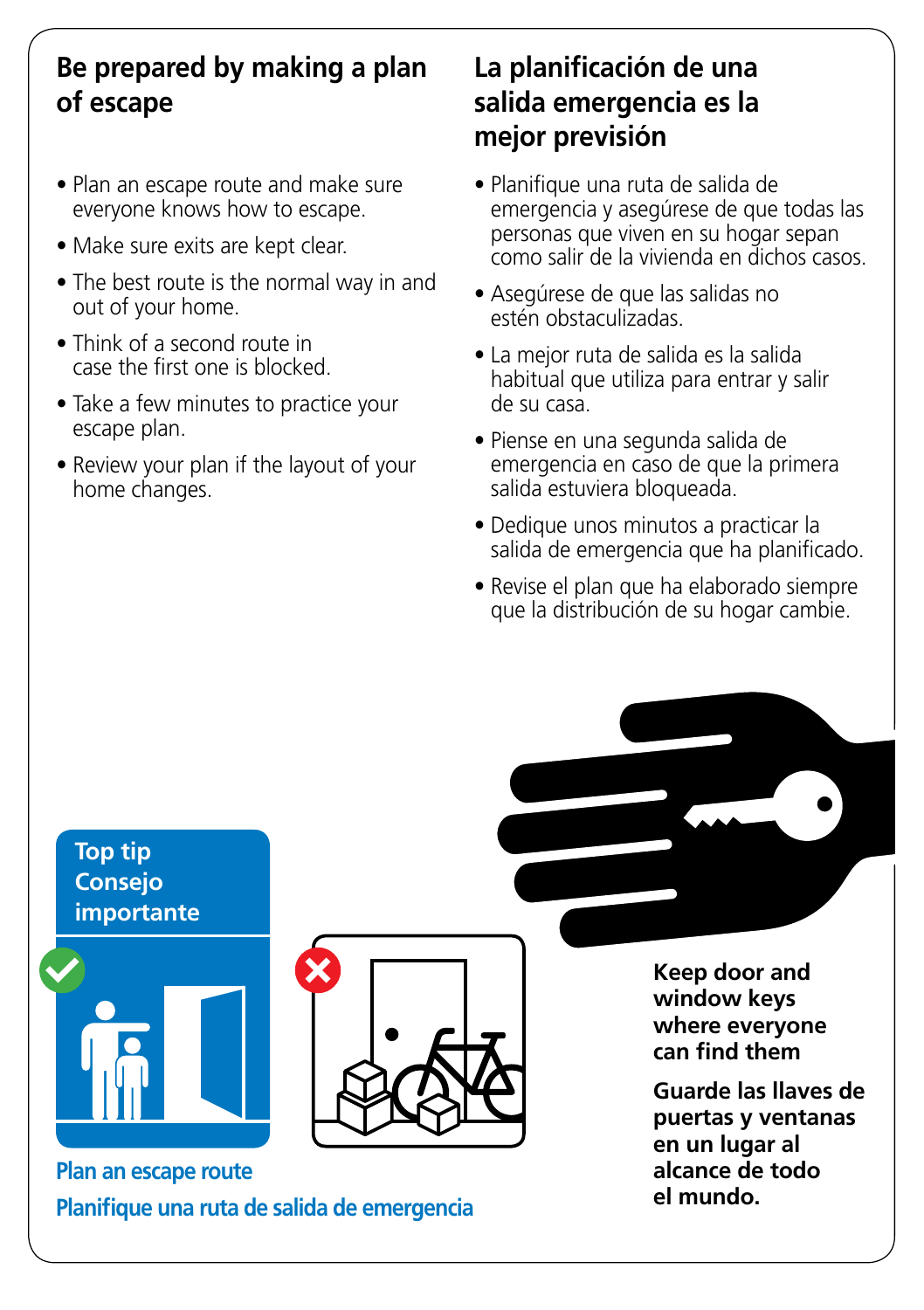## Be prepared by making a plan of escape

- Plan an escape route and make sure everyone knows how to escape.
- Make sure exits are kept clear.
- The best route is the normal way in and out of your home.
- Think of a second route in case the first one is blocked.
- Take a few minutes to practice your escape plan.
- Review your plan if the layout of your home changes.

## La planificación de una salida emergencia es la mejor previsión

- Planifique una ruta de salida de emergencia y asegúrese de que todas las personas que viven en su hogar sepan como salir de la vivienda en dichos casos.
- Asegúrese de que las salidas no estén obstaculizadas.
- La mejor ruta de salida es la salida habitual que utiliza para entrar y salir de su casa.
- Piense en una segunda salida de emergencia en caso de que la primera salida estuviera bloqueada.
- Dedique unos minutos a practicar la salida de emergencia que ha planificado.
- Revise el plan que ha elaborado siempre que la distribución de su hogar cambie.

**Top tip**
**Consejo importante**

**Plan an escape route**

**Planifique una ruta de salida de emergencia**

**Keep door and window keys where everyone can find them**

**Guarde las llaves de puertas y ventanas en un lugar al alcance de todo el mundo.**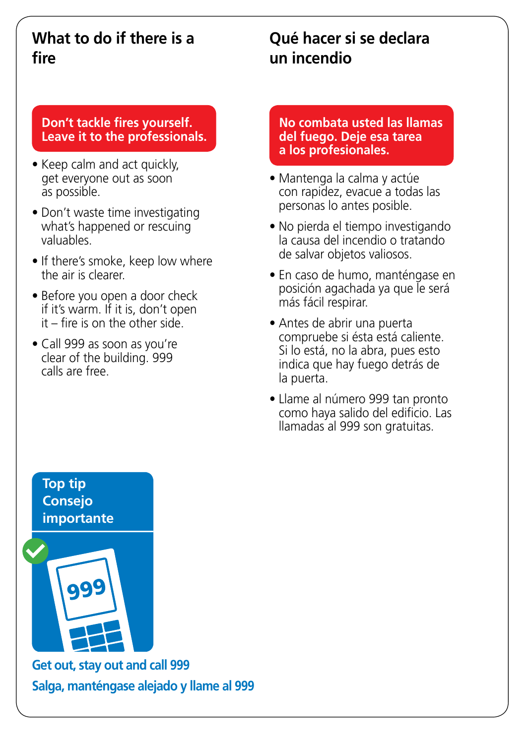## What to do if there is a fire

**Don't tackle fires yourself. Leave it to the professionals.**

- Keep calm and act quickly, get everyone out as soon as possible.
- Don't waste time investigating what's happened or rescuing valuables.
- If there's smoke, keep low where the air is clearer.
- Before you open a door check if it's warm. If it is, don't open it – fire is on the other side.
- Call 999 as soon as you're clear of the building. 999 calls are free.

## Qué hacer si se declara un incendio

**No combata usted las llamas del fuego. Deje esa tarea a los profesionales.**

- Mantenga la calma y actúe con rapidez, evacue a todas las personas lo antes posible.
- No pierda el tiempo investigando la causa del incendio o tratando de salvar objetos valiosos.
- En caso de humo, manténgase en posición agachada ya que le será más fácil respirar.
- Antes de abrir una puerta compruebe si ésta está caliente. Si lo está, no la abra, pues esto indica que hay fuego detrás de la puerta.
- Llame al número 999 tan pronto como haya salido del edificio. Las llamadas al 999 son gratuitas.

**Top tip**
**Consejo importante**

999

**Get out, stay out and call 999**

**Salga, manténgase alejado y llame al 999**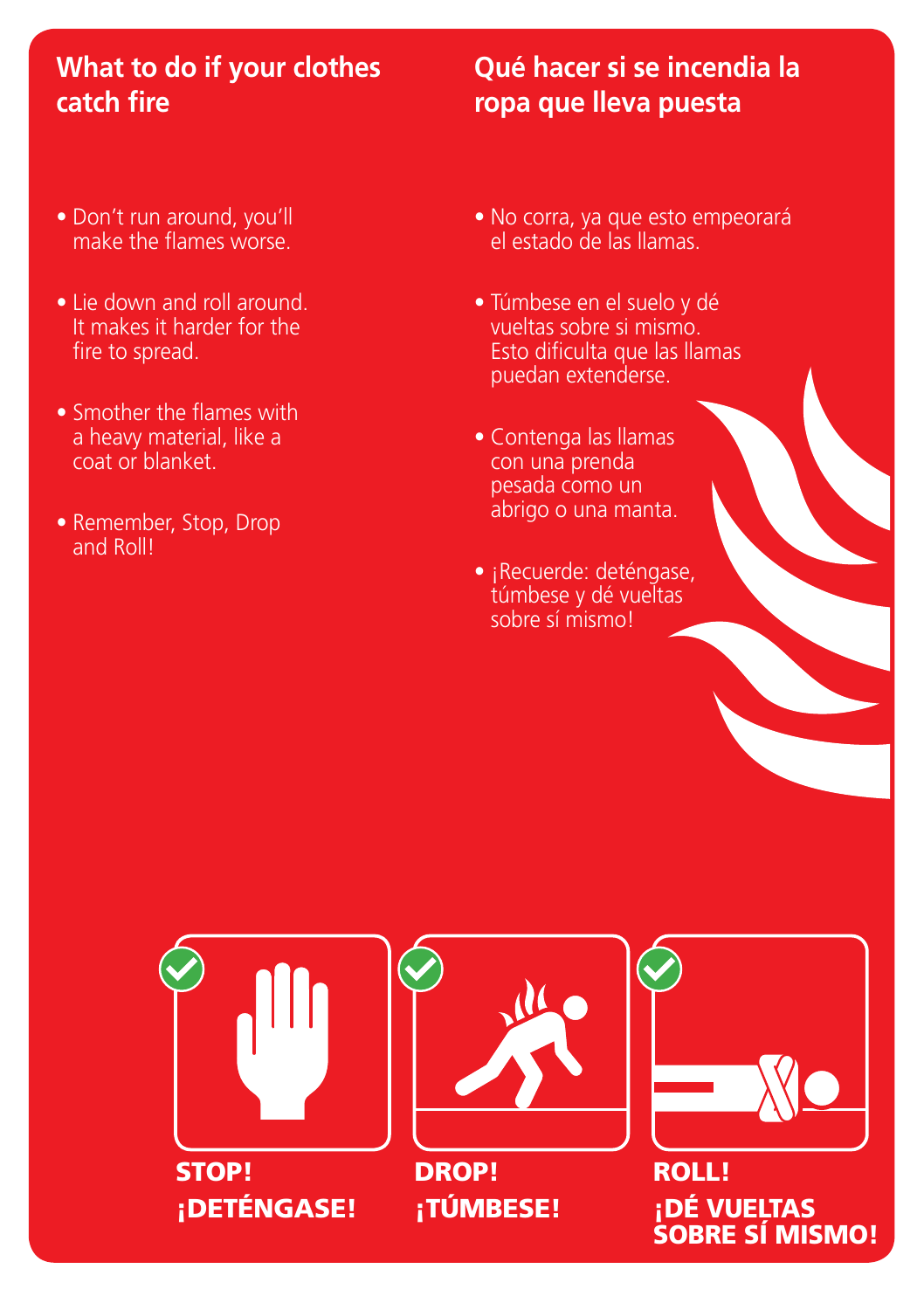## What to do if your clothes catch fire

- Don't run around, you'll make the flames worse.
- Lie down and roll around. It makes it harder for the fire to spread.
- Smother the flames with a heavy material, like a coat or blanket.
- Remember, Stop, Drop and Roll!

## Qué hacer si se incendia la ropa que lleva puesta

- No corra, ya que esto empeorará el estado de las llamas.
- Túmbese en el suelo y dé vueltas sobre si mismo. Esto dificulta que las llamas puedan extenderse.
- Contenga las llamas con una prenda pesada como un abrigo o una manta.
- ¡Recuerde: deténgase, túmbese y dé vueltas sobre sí mismo!

**STOP!**
**¡DETÉNGASE!**

**DROP!**
**¡TÚMBESE!**

**ROLL!**
**¡DÉ VUELTAS SOBRE SÍ MISMO!**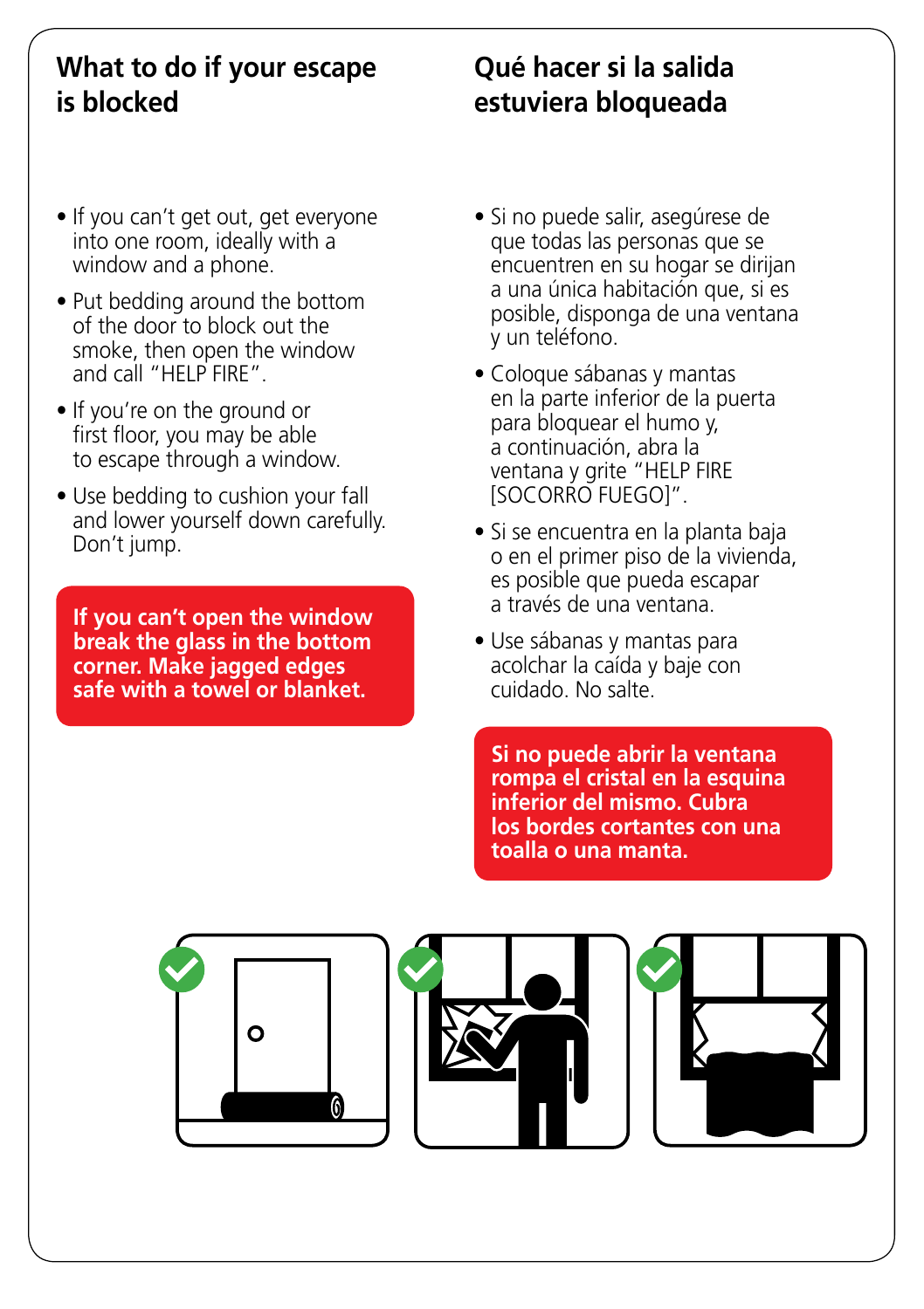## What to do if your escape is blocked

- If you can't get out, get everyone into one room, ideally with a window and a phone.
- Put bedding around the bottom of the door to block out the smoke, then open the window and call "HELP FIRE".
- If you're on the ground or first floor, you may be able to escape through a window.
- Use bedding to cushion your fall and lower yourself down carefully. Don't jump.

**If you can't open the window break the glass in the bottom corner. Make jagged edges safe with a towel or blanket.**

## Qué hacer si la salida estuviera bloqueada

- Si no puede salir, asegúrese de que todas las personas que se encuentren en su hogar se dirijan a una única habitación que, si es posible, disponga de una ventana y un teléfono.
- Coloque sábanas y mantas en la parte inferior de la puerta para bloquear el humo y, a continuación, abra la ventana y grite "HELP FIRE [SOCORRO FUEGO]".
- Si se encuentra en la planta baja o en el primer piso de la vivienda, es posible que pueda escapar a través de una ventana.
- Use sábanas y mantas para acolchar la caída y baje con cuidado. No salte.

**Si no puede abrir la ventana rompa el cristal en la esquina inferior del mismo. Cubra los bordes cortantes con una toalla o una manta.**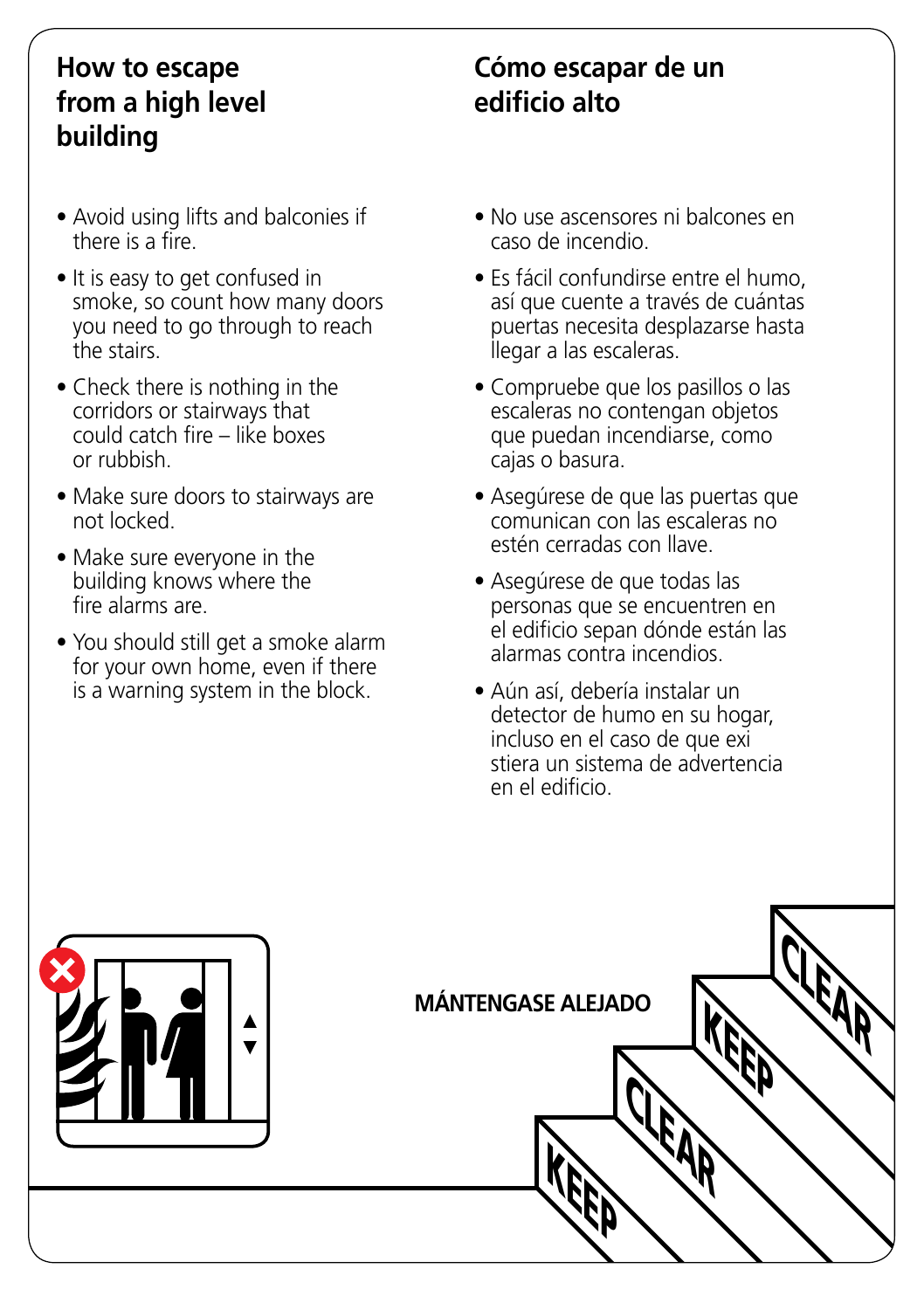## How to escape from a high level building

- Avoid using lifts and balconies if there is a fire.
- It is easy to get confused in smoke, so count how many doors you need to go through to reach the stairs.
- Check there is nothing in the corridors or stairways that could catch fire – like boxes or rubbish.
- Make sure doors to stairways are not locked.
- Make sure everyone in the building knows where the fire alarms are.
- You should still get a smoke alarm for your own home, even if there is a warning system in the block.

## Cómo escapar de un edificio alto

- No use ascensores ni balcones en caso de incendio.
- Es fácil confundirse entre el humo, así que cuente a través de cuántas puertas necesita desplazarse hasta llegar a las escaleras.
- Compruebe que los pasillos o las escaleras no contengan objetos que puedan incendiarse, como cajas o basura.
- Asegúrese de que las puertas que comunican con las escaleras no estén cerradas con llave.
- Asegúrese de que todas las personas que se encuentren en el edificio sepan dónde están las alarmas contra incendios.
- Aún así, debería instalar un detector de humo en su hogar, incluso en el caso de que exi stiera un sistema de advertencia en el edificio.

**MÁNTENGASE ALEJADO**

KEEP CLEAR KEEP CLEAR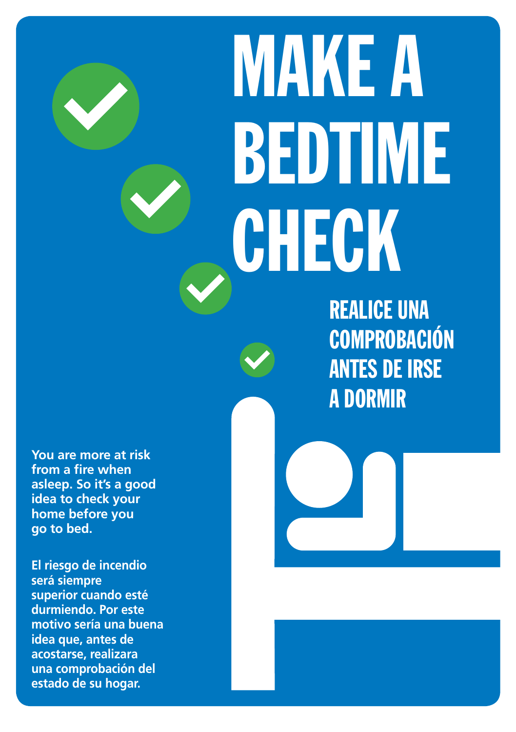# MAKE A BEDTIME CHECK

## REALICE UNA COMPROBACIÓN ANTES DE IRSE A DORMIR

**You are more at risk from a fire when asleep. So it's a good idea to check your home before you go to bed.**

**El riesgo de incendio será siempre superior cuando esté durmiendo. Por este motivo sería una buena idea que, antes de acostarse, realizara una comprobación del estado de su hogar.**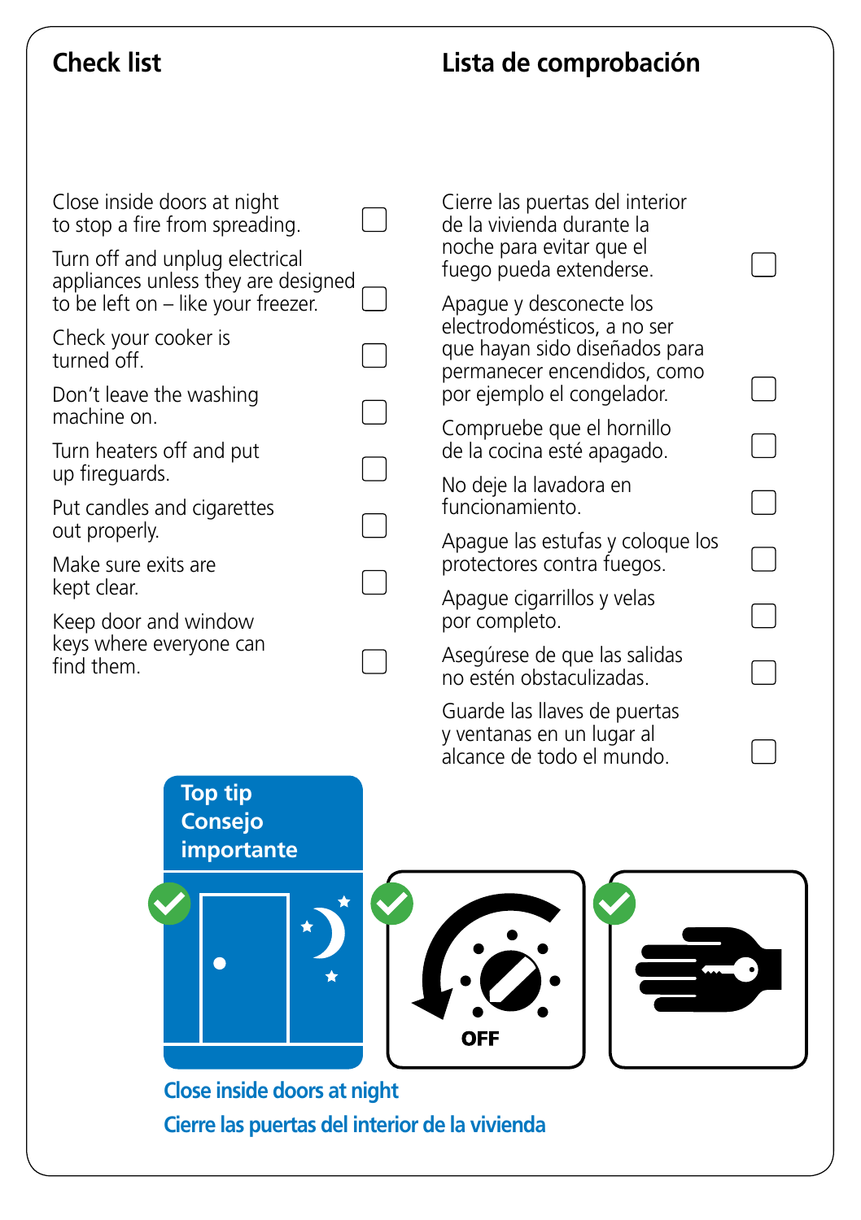## Check list

- [ ] Close inside doors at night to stop a fire from spreading.
- [ ] Turn off and unplug electrical appliances unless they are designed to be left on – like your freezer.
- [ ] Check your cooker is turned off.
- [ ] Don't leave the washing machine on.
- [ ] Turn heaters off and put up fireguards.
- [ ] Put candles and cigarettes out properly.
- [ ] Make sure exits are kept clear.
- [ ] Keep door and window keys where everyone can find them.

## Lista de comprobación

- [ ] Cierre las puertas del interior de la vivienda durante la noche para evitar que el fuego pueda extenderse.
- [ ] Apague y desconecte los electrodomésticos, a no ser que hayan sido diseñados para permanecer encendidos, como por ejemplo el congelador.
- [ ] Compruebe que el hornillo de la cocina esté apagado.
- [ ] No deje la lavadora en funcionamiento.
- [ ] Apague las estufas y coloque los protectores contra fuegos.
- [ ] Apague cigarrillos y velas por completo.
- [ ] Asegúrese de que las salidas no estén obstaculizadas.
- [ ] Guarde las llaves de puertas y ventanas en un lugar al alcance de todo el mundo.

**Top tip**
**Consejo importante**

OFF

**Close inside doors at night**

**Cierre las puertas del interior de la vivienda**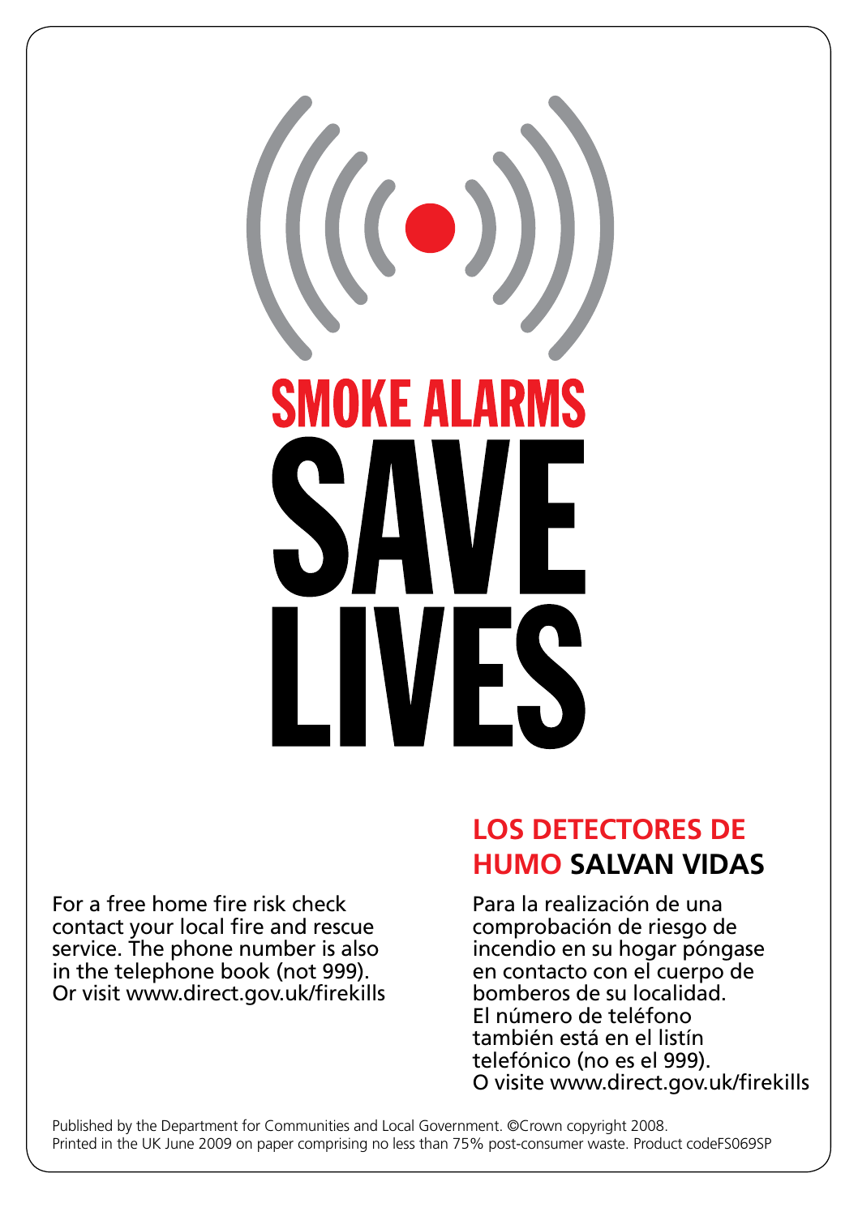# SMOKE ALARMS SAVE LIVES

For a free home fire risk check contact your local fire and rescue service. The phone number is also in the telephone book (not 999). Or visit www.direct.gov.uk/firekills

## LOS DETECTORES DE HUMO SALVAN VIDAS

Para la realización de una comprobación de riesgo de incendio en su hogar póngase en contacto con el cuerpo de bomberos de su localidad. El número de teléfono también está en el listín telefónico (no es el 999). O visite www.direct.gov.uk/firekills

Published by the Department for Communities and Local Government. ©Crown copyright 2008.
Printed in the UK June 2009 on paper comprising no less than 75% post-consumer waste. Product codeFS069SP